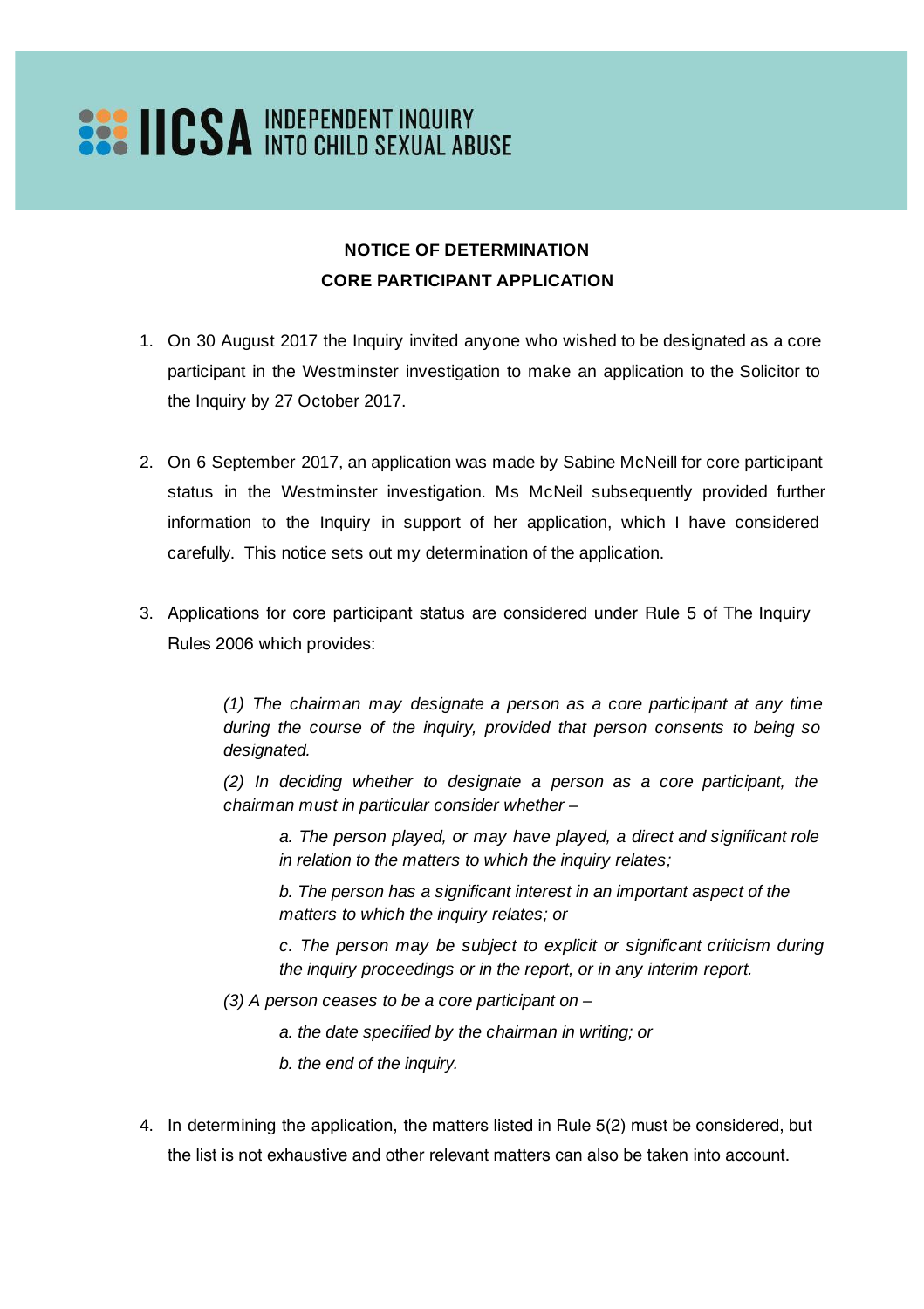IICSA INDEPENDENT INQUIRY INTO CHILD SEXUAL ABUSE

**NOTICE OF DETERMINATION**

**CORE PARTICIPANT APPLICATION**

1. On 30 August 2017 the Inquiry invited anyone who wished to be designated as a core participant in the Westminster investigation to make an application to the Solicitor to the Inquiry by 27 October 2017.

2. On 6 September 2017, an application was made by Sabine McNeill for core participant status in the Westminster investigation. Ms McNeil subsequently provided further information to the Inquiry in support of her application, which I have considered carefully. This notice sets out my determination of the application.

3. Applications for core participant status are considered under Rule 5 of The Inquiry Rules 2006 which provides:

   *(1) The chairman may designate a person as a core participant at any time during the course of the inquiry, provided that person consents to being so designated.*

   *(2) In deciding whether to designate a person as a core participant, the chairman must in particular consider whether –*

   *a. The person played, or may have played, a direct and significant role in relation to the matters to which the inquiry relates;*

   *b. The person has a significant interest in an important aspect of the matters to which the inquiry relates; or*

   *c. The person may be subject to explicit or significant criticism during the inquiry proceedings or in the report, or in any interim report.*

   *(3) A person ceases to be a core participant on –*

   *a. the date specified by the chairman in writing; or*

   *b. the end of the inquiry.*

4. In determining the application, the matters listed in Rule 5(2) must be considered, but the list is not exhaustive and other relevant matters can also be taken into account.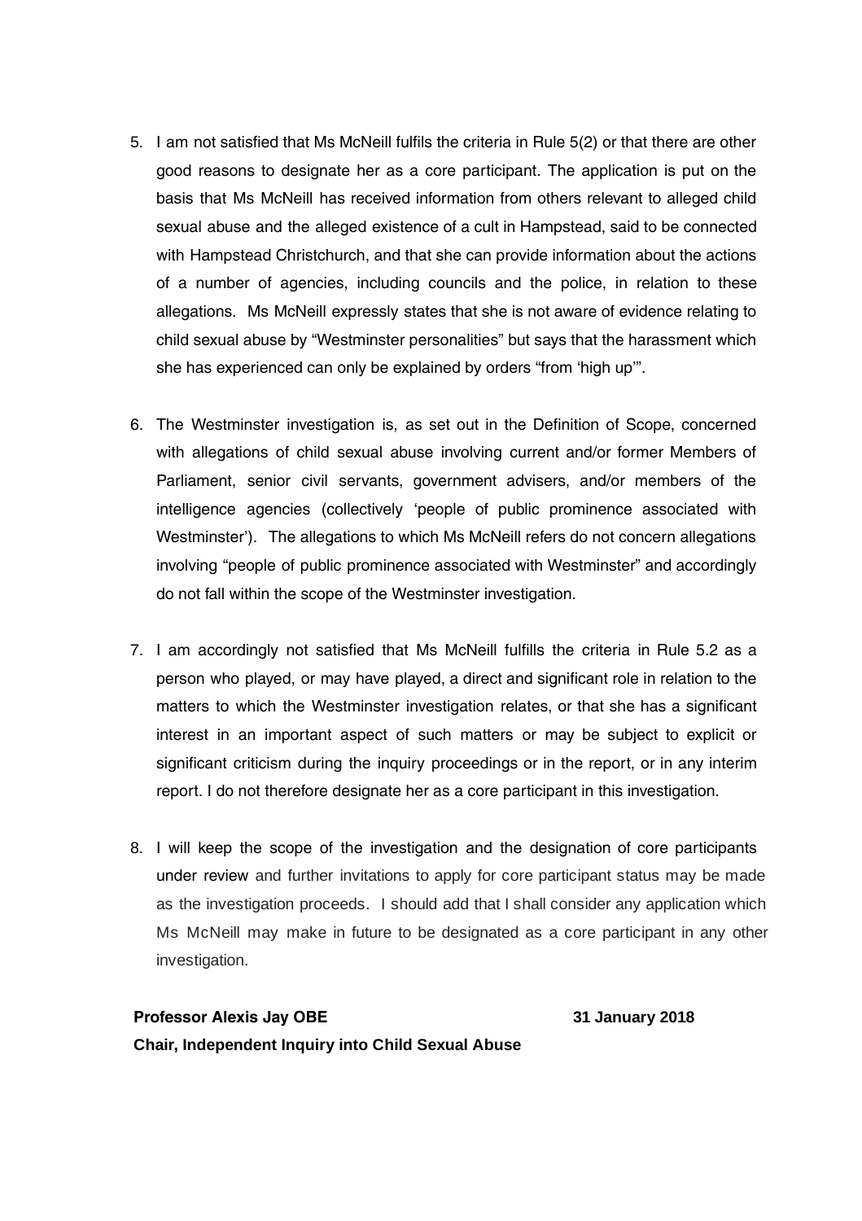5. I am not satisfied that Ms McNeill fulfils the criteria in Rule 5(2) or that there are other good reasons to designate her as a core participant. The application is put on the basis that Ms McNeill has received information from others relevant to alleged child sexual abuse and the alleged existence of a cult in Hampstead, said to be connected with Hampstead Christchurch, and that she can provide information about the actions of a number of agencies, including councils and the police, in relation to these allegations. Ms McNeill expressly states that she is not aware of evidence relating to child sexual abuse by "Westminster personalities" but says that the harassment which she has experienced can only be explained by orders "from 'high up'".

6. The Westminster investigation is, as set out in the Definition of Scope, concerned with allegations of child sexual abuse involving current and/or former Members of Parliament, senior civil servants, government advisers, and/or members of the intelligence agencies (collectively 'people of public prominence associated with Westminster'). The allegations to which Ms McNeill refers do not concern allegations involving "people of public prominence associated with Westminster" and accordingly do not fall within the scope of the Westminster investigation.

7. I am accordingly not satisfied that Ms McNeill fulfills the criteria in Rule 5.2 as a person who played, or may have played, a direct and significant role in relation to the matters to which the Westminster investigation relates, or that she has a significant interest in an important aspect of such matters or may be subject to explicit or significant criticism during the inquiry proceedings or in the report, or in any interim report. I do not therefore designate her as a core participant in this investigation.

8. I will keep the scope of the investigation and the designation of core participants under review and further invitations to apply for core participant status may be made as the investigation proceeds. I should add that I shall consider any application which Ms McNeill may make in future to be designated as a core participant in any other investigation.

**Professor Alexis Jay OBE** **31 January 2018**

**Chair, Independent Inquiry into Child Sexual Abuse**